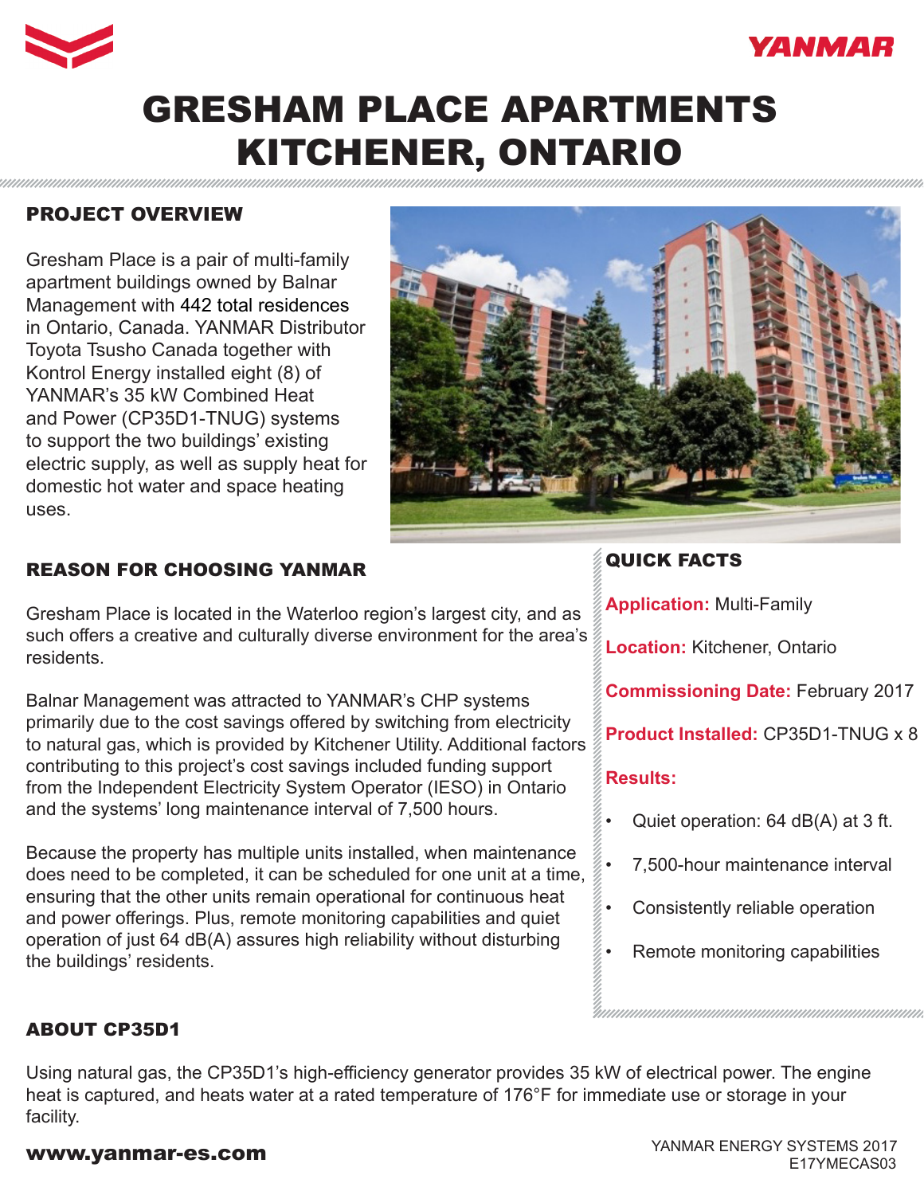YANMAR

# GRESHAM PLACE APARTMENTS KITCHENER, ONTARIO

## PROJECT OVERVIEW

Gresham Place is a pair of multi-family apartment buildings owned by Balnar Management with 442 total residences in Ontario, Canada. YANMAR Distributor Toyota Tsusho Canada together with Kontrol Energy installed eight (8) of YANMAR's 35 kW Combined Heat and Power (CP35D1-TNUG) systems to support the two buildings' existing electric supply, as well as supply heat for domestic hot water and space heating uses.

## REASON FOR CHOOSING YANMAR

Gresham Place is located in the Waterloo region's largest city, and as such offers a creative and culturally diverse environment for the area's residents.

Balnar Management was attracted to YANMAR's CHP systems primarily due to the cost savings offered by switching from electricity to natural gas, which is provided by Kitchener Utility. Additional factors contributing to this project's cost savings included funding support from the Independent Electricity System Operator (IESO) in Ontario and the systems' long maintenance interval of 7,500 hours.

Because the property has multiple units installed, when maintenance does need to be completed, it can be scheduled for one unit at a time, ensuring that the other units remain operational for continuous heat and power offerings. Plus, remote monitoring capabilities and quiet operation of just 64 dB(A) assures high reliability without disturbing the buildings' residents.

## QUICK FACTS

**Application:** Multi-Family

**Location:** Kitchener, Ontario

**Commissioning Date:** February 2017

**Product Installed:** CP35D1-TNUG x 8

**Results:**

- Quiet operation: 64 dB(A) at 3 ft.
- 7,500-hour maintenance interval
- Consistently reliable operation
- Remote monitoring capabilities

## ABOUT CP35D1

Using natural gas, the CP35D1's high-efficiency generator provides 35 kW of electrical power. The engine heat is captured, and heats water at a rated temperature of 176°F for immediate use or storage in your facility.

**www.yanmar-es.com**

YANMAR ENERGY SYSTEMS 2017
E17YMECAS03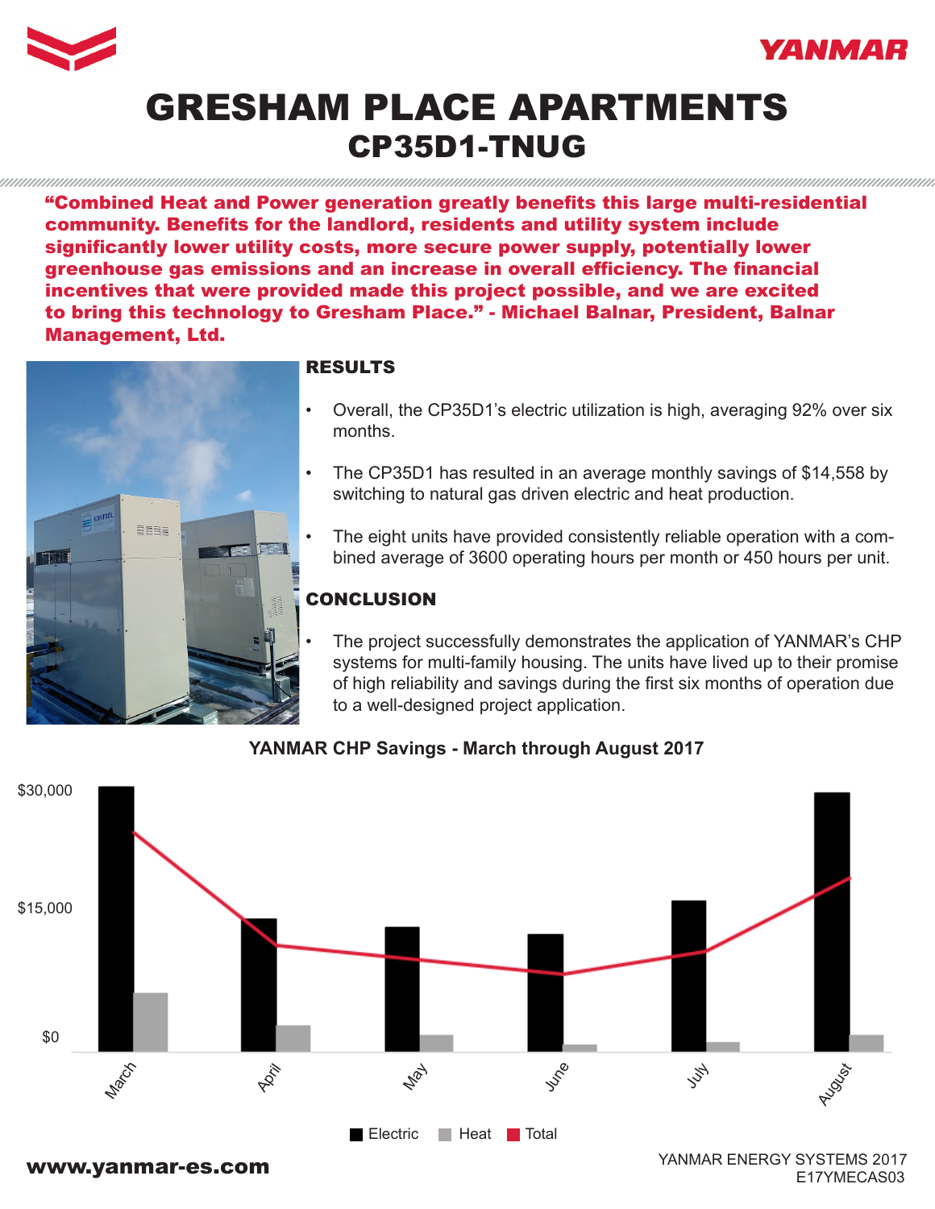# GRESHAM PLACE APARTMENTS

## CP35D1-TNUG

**"Combined Heat and Power generation greatly benefits this large multi-residential community. Benefits for the landlord, residents and utility system include significantly lower utility costs, more secure power supply, potentially lower greenhouse gas emissions and an increase in overall efficiency. The financial incentives that were provided made this project possible, and we are excited to bring this technology to Gresham Place." - Michael Balnar, President, Balnar Management, Ltd.**

### RESULTS

- Overall, the CP35D1's electric utilization is high, averaging 92% over six months.
- The CP35D1 has resulted in an average monthly savings of $14,558 by switching to natural gas driven electric and heat production.
- The eight units have provided consistently reliable operation with a combined average of 3600 operating hours per month or 450 hours per unit.

### CONCLUSION

- The project successfully demonstrates the application of YANMAR's CHP systems for multi-family housing. The units have lived up to their promise of high reliability and savings during the first six months of operation due to a well-designed project application.

**YANMAR CHP Savings - March through August 2017**

$30,000
$15,000
$0

March
April
May
June
July
August

Electric
Heat
Total

**www.yanmar-es.com**

YANMAR ENERGY SYSTEMS 2017
E17YMECAS03